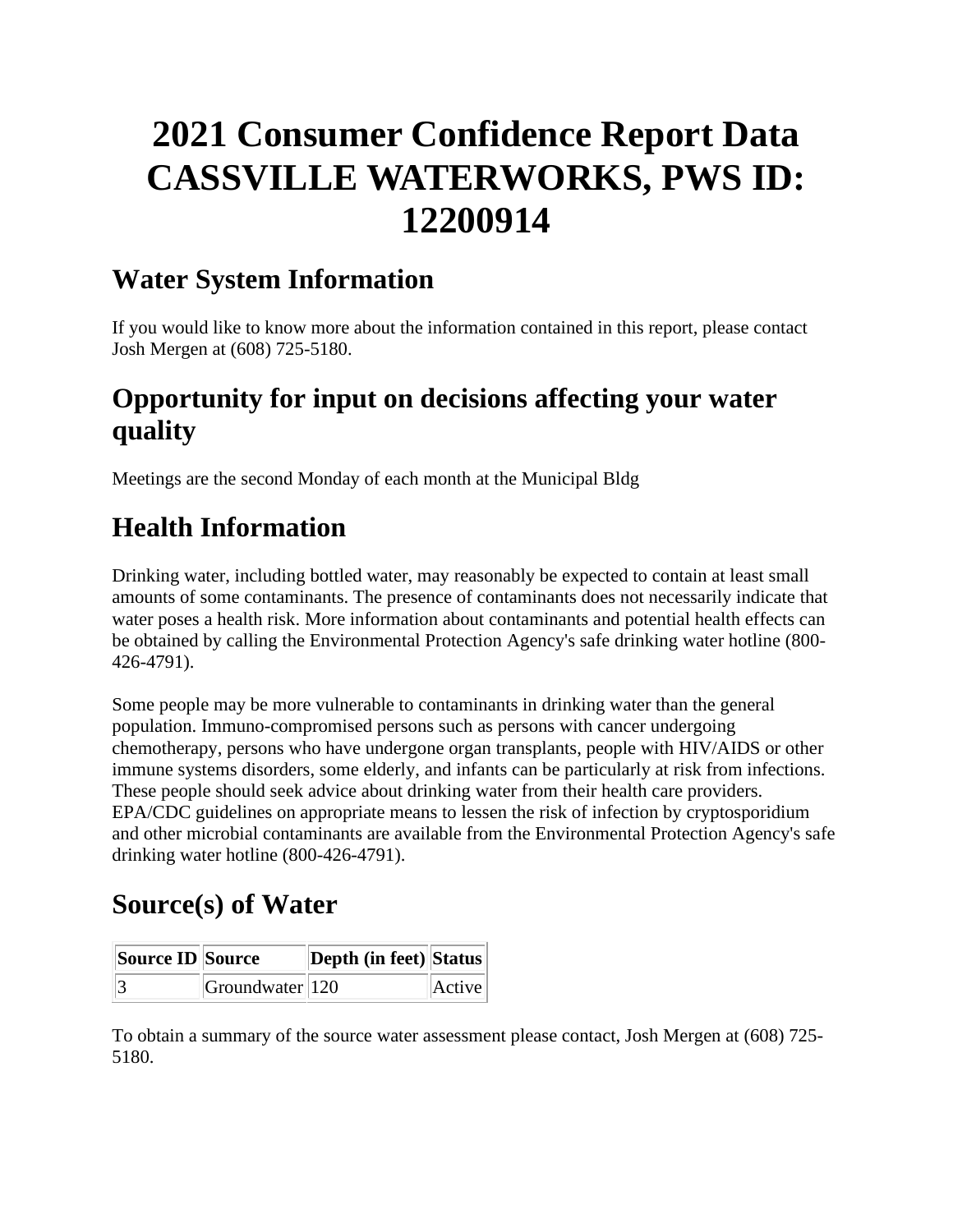# 2021 Consumer Confidence Report Data CASSVILLE WATERWORKS, PWS ID: 12200914

## Water System Information

If you would like to know more about the information contained in this report, please contact Josh Mergen at (608) 725-5180.

## Opportunity for input on decisions affecting your water quality

Meetings are the second Monday of each month at the Municipal Bldg

## Health Information

Drinking water, including bottled water, may reasonably be expected to contain at least small amounts of some contaminants. The presence of contaminants does not necessarily indicate that water poses a health risk. More information about contaminants and potential health effects can be obtained by calling the Environmental Protection Agency's safe drinking water hotline (800-426-4791).

Some people may be more vulnerable to contaminants in drinking water than the general population. Immuno-compromised persons such as persons with cancer undergoing chemotherapy, persons who have undergone organ transplants, people with HIV/AIDS or other immune systems disorders, some elderly, and infants can be particularly at risk from infections. These people should seek advice about drinking water from their health care providers. EPA/CDC guidelines on appropriate means to lessen the risk of infection by cryptosporidium and other microbial contaminants are available from the Environmental Protection Agency's safe drinking water hotline (800-426-4791).

## Source(s) of Water

| Source ID | Source | Depth (in feet) | Status |
|---|---|---|---|
| 3 | Groundwater | 120 | Active |

To obtain a summary of the source water assessment please contact, Josh Mergen at (608) 725-5180.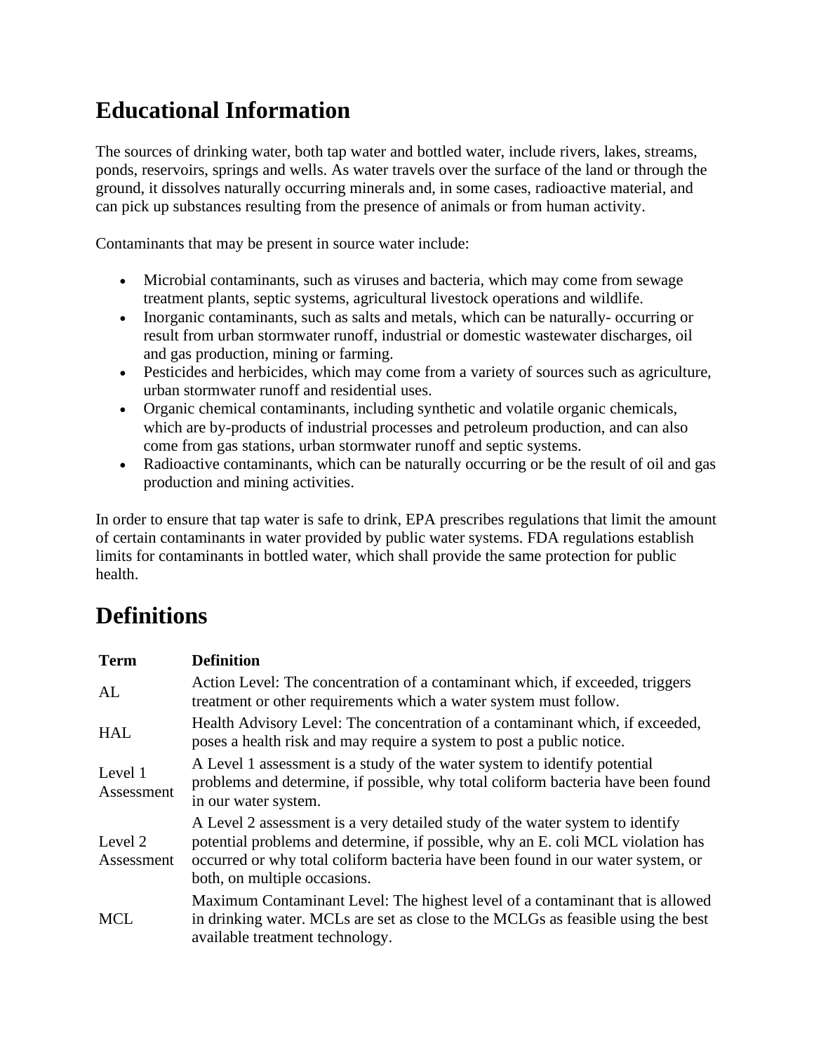# Educational Information

The sources of drinking water, both tap water and bottled water, include rivers, lakes, streams, ponds, reservoirs, springs and wells. As water travels over the surface of the land or through the ground, it dissolves naturally occurring minerals and, in some cases, radioactive material, and can pick up substances resulting from the presence of animals or from human activity.

Contaminants that may be present in source water include:

- Microbial contaminants, such as viruses and bacteria, which may come from sewage treatment plants, septic systems, agricultural livestock operations and wildlife.
- Inorganic contaminants, such as salts and metals, which can be naturally- occurring or result from urban stormwater runoff, industrial or domestic wastewater discharges, oil and gas production, mining or farming.
- Pesticides and herbicides, which may come from a variety of sources such as agriculture, urban stormwater runoff and residential uses.
- Organic chemical contaminants, including synthetic and volatile organic chemicals, which are by-products of industrial processes and petroleum production, and can also come from gas stations, urban stormwater runoff and septic systems.
- Radioactive contaminants, which can be naturally occurring or be the result of oil and gas production and mining activities.

In order to ensure that tap water is safe to drink, EPA prescribes regulations that limit the amount of certain contaminants in water provided by public water systems. FDA regulations establish limits for contaminants in bottled water, which shall provide the same protection for public health.

# Definitions

| Term | Definition |
|---|---|
| AL | Action Level: The concentration of a contaminant which, if exceeded, triggers treatment or other requirements which a water system must follow. |
| HAL | Health Advisory Level: The concentration of a contaminant which, if exceeded, poses a health risk and may require a system to post a public notice. |
| Level 1 Assessment | A Level 1 assessment is a study of the water system to identify potential problems and determine, if possible, why total coliform bacteria have been found in our water system. |
| Level 2 Assessment | A Level 2 assessment is a very detailed study of the water system to identify potential problems and determine, if possible, why an E. coli MCL violation has occurred or why total coliform bacteria have been found in our water system, or both, on multiple occasions. |
| MCL | Maximum Contaminant Level: The highest level of a contaminant that is allowed in drinking water. MCLs are set as close to the MCLGs as feasible using the best available treatment technology. |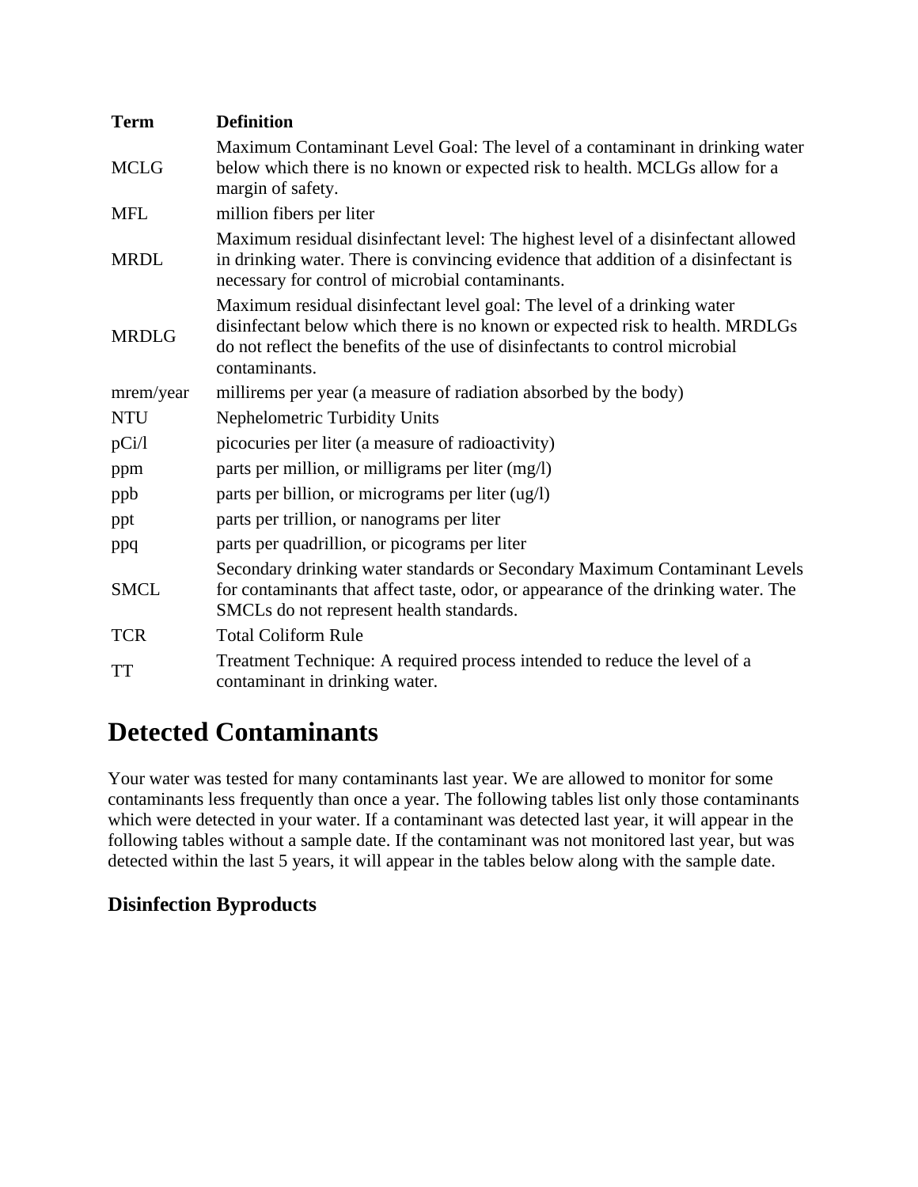| Term | Definition |
|---|---|
| MCLG | Maximum Contaminant Level Goal: The level of a contaminant in drinking water below which there is no known or expected risk to health. MCLGs allow for a margin of safety. |
| MFL | million fibers per liter |
| MRDL | Maximum residual disinfectant level: The highest level of a disinfectant allowed in drinking water. There is convincing evidence that addition of a disinfectant is necessary for control of microbial contaminants. |
| MRDLG | Maximum residual disinfectant level goal: The level of a drinking water disinfectant below which there is no known or expected risk to health. MRDLGs do not reflect the benefits of the use of disinfectants to control microbial contaminants. |
| mrem/year | millirems per year (a measure of radiation absorbed by the body) |
| NTU | Nephelometric Turbidity Units |
| pCi/l | picocuries per liter (a measure of radioactivity) |
| ppm | parts per million, or milligrams per liter (mg/l) |
| ppb | parts per billion, or micrograms per liter (ug/l) |
| ppt | parts per trillion, or nanograms per liter |
| ppq | parts per quadrillion, or picograms per liter |
| SMCL | Secondary drinking water standards or Secondary Maximum Contaminant Levels for contaminants that affect taste, odor, or appearance of the drinking water. The SMCLs do not represent health standards. |
| TCR | Total Coliform Rule |
| TT | Treatment Technique: A required process intended to reduce the level of a contaminant in drinking water. |

# Detected Contaminants

Your water was tested for many contaminants last year. We are allowed to monitor for some contaminants less frequently than once a year. The following tables list only those contaminants which were detected in your water. If a contaminant was detected last year, it will appear in the following tables without a sample date. If the contaminant was not monitored last year, but was detected within the last 5 years, it will appear in the tables below along with the sample date.

### Disinfection Byproducts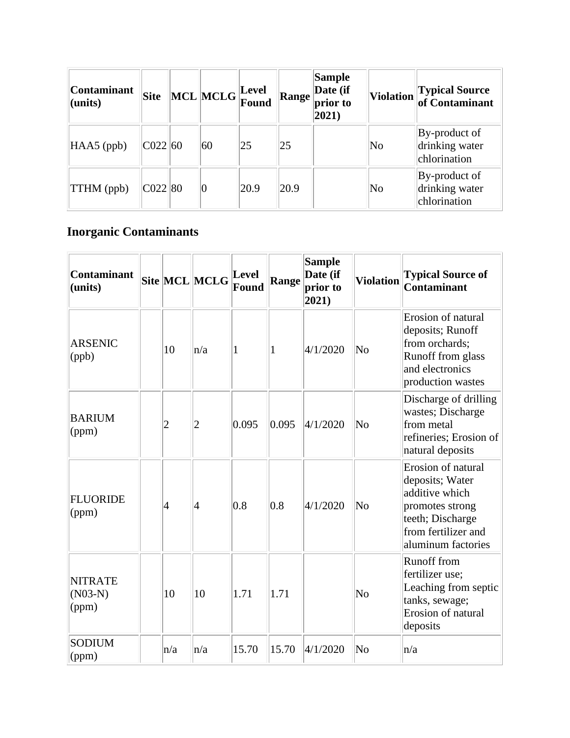| Contaminant (units) | Site | MCL | MCLG | Level Found | Range | Sample Date (if prior to 2021) | Violation | Typical Source of Contaminant |
| --- | --- | --- | --- | --- | --- | --- | --- | --- |
| HAA5 (ppb) | C022 | 60 | 60 | 25 | 25 | | No | By-product of drinking water chlorination |
| TTHM (ppb) | C022 | 80 | 0 | 20.9 | 20.9 | | No | By-product of drinking water chlorination |

## Inorganic Contaminants

| Contaminant (units) | Site | MCL | MCLG | Level Found | Range | Sample Date (if prior to 2021) | Violation | Typical Source of Contaminant |
| --- | --- | --- | --- | --- | --- | --- | --- | --- |
| ARSENIC (ppb) | | 10 | n/a | 1 | 1 | 4/1/2020 | No | Erosion of natural deposits; Runoff from orchards; Runoff from glass and electronics production wastes |
| BARIUM (ppm) | | 2 | 2 | 0.095 | 0.095 | 4/1/2020 | No | Discharge of drilling wastes; Discharge from metal refineries; Erosion of natural deposits |
| FLUORIDE (ppm) | | 4 | 4 | 0.8 | 0.8 | 4/1/2020 | No | Erosion of natural deposits; Water additive which promotes strong teeth; Discharge from fertilizer and aluminum factories |
| NITRATE (N03-N) (ppm) | | 10 | 10 | 1.71 | 1.71 | | No | Runoff from fertilizer use; Leaching from septic tanks, sewage; Erosion of natural deposits |
| SODIUM (ppm) | | n/a | n/a | 15.70 | 15.70 | 4/1/2020 | No | n/a |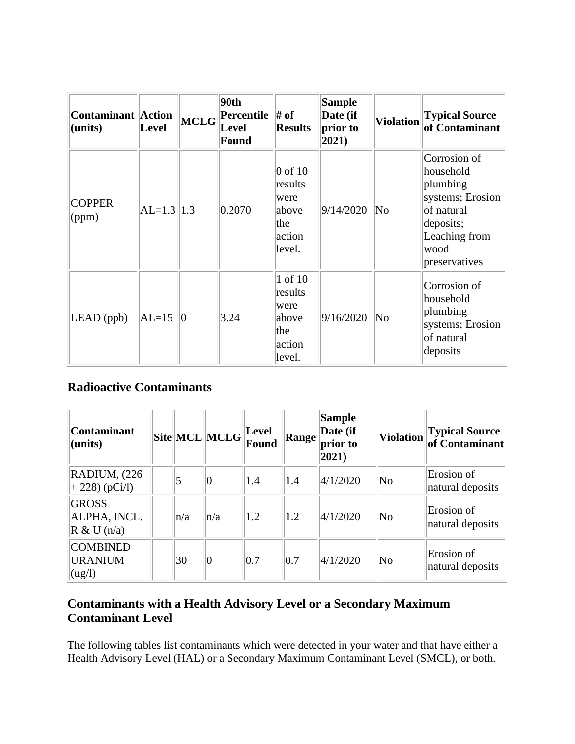| Contaminant (units) | Action Level | MCLG | 90th Percentile Level Found | # of Results | Sample Date (if prior to 2021) | Violation | Typical Source of Contaminant |
|---|---|---|---|---|---|---|---|
| COPPER (ppm) | AL=1.3 | 1.3 | 0.2070 | 0 of 10 results were above the action level. | 9/14/2020 | No | Corrosion of household plumbing systems; Erosion of natural deposits; Leaching from wood preservatives |
| LEAD (ppb) | AL=15 | 0 | 3.24 | 1 of 10 results were above the action level. | 9/16/2020 | No | Corrosion of household plumbing systems; Erosion of natural deposits |

### Radioactive Contaminants

| Contaminant (units) | Site | MCL | MCLG | Level Found | Range | Sample Date (if prior to 2021) | Violation | Typical Source of Contaminant |
|---|---|---|---|---|---|---|---|---|
| RADIUM, (226 + 228) (pCi/l) | | 5 | 0 | 1.4 | 1.4 | 4/1/2020 | No | Erosion of natural deposits |
| GROSS ALPHA, INCL. R & U (n/a) | | n/a | n/a | 1.2 | 1.2 | 4/1/2020 | No | Erosion of natural deposits |
| COMBINED URANIUM (ug/l) | | 30 | 0 | 0.7 | 0.7 | 4/1/2020 | No | Erosion of natural deposits |

### Contaminants with a Health Advisory Level or a Secondary Maximum Contaminant Level

The following tables list contaminants which were detected in your water and that have either a Health Advisory Level (HAL) or a Secondary Maximum Contaminant Level (SMCL), or both.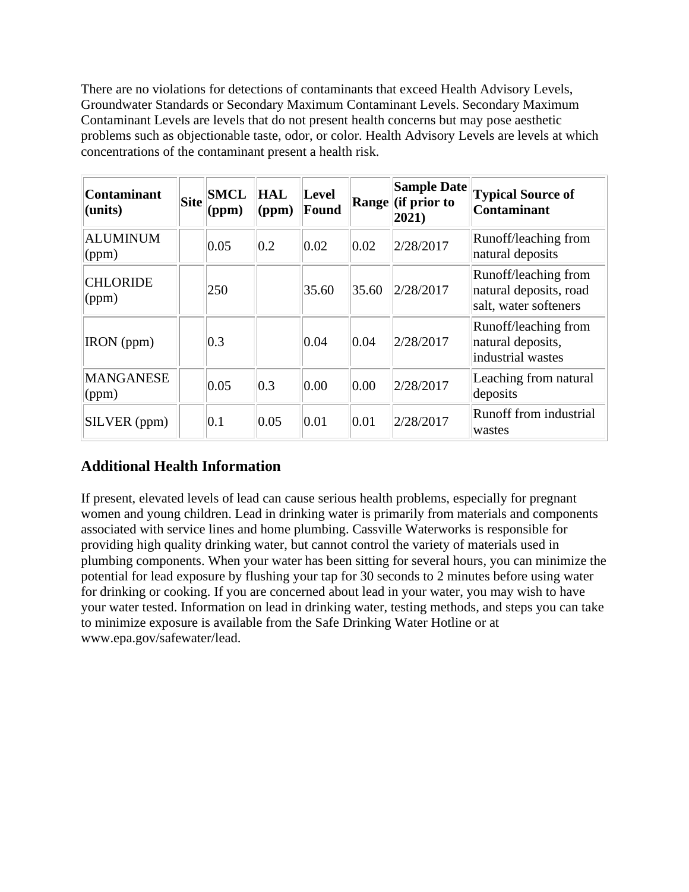There are no violations for detections of contaminants that exceed Health Advisory Levels, Groundwater Standards or Secondary Maximum Contaminant Levels. Secondary Maximum Contaminant Levels are levels that do not present health concerns but may pose aesthetic problems such as objectionable taste, odor, or color. Health Advisory Levels are levels at which concentrations of the contaminant present a health risk.

| Contaminant (units) | Site | SMCL (ppm) | HAL (ppm) | Level Found | Range | Sample Date (if prior to 2021) | Typical Source of Contaminant |
|---|---|---|---|---|---|---|---|
| ALUMINUM (ppm) | | 0.05 | 0.2 | 0.02 | 0.02 | 2/28/2017 | Runoff/leaching from natural deposits |
| CHLORIDE (ppm) | | 250 | | 35.60 | 35.60 | 2/28/2017 | Runoff/leaching from natural deposits, road salt, water softeners |
| IRON (ppm) | | 0.3 | | 0.04 | 0.04 | 2/28/2017 | Runoff/leaching from natural deposits, industrial wastes |
| MANGANESE (ppm) | | 0.05 | 0.3 | 0.00 | 0.00 | 2/28/2017 | Leaching from natural deposits |
| SILVER (ppm) | | 0.1 | 0.05 | 0.01 | 0.01 | 2/28/2017 | Runoff from industrial wastes |

## Additional Health Information

If present, elevated levels of lead can cause serious health problems, especially for pregnant women and young children. Lead in drinking water is primarily from materials and components associated with service lines and home plumbing. Cassville Waterworks is responsible for providing high quality drinking water, but cannot control the variety of materials used in plumbing components. When your water has been sitting for several hours, you can minimize the potential for lead exposure by flushing your tap for 30 seconds to 2 minutes before using water for drinking or cooking. If you are concerned about lead in your water, you may wish to have your water tested. Information on lead in drinking water, testing methods, and steps you can take to minimize exposure is available from the Safe Drinking Water Hotline or at www.epa.gov/safewater/lead.